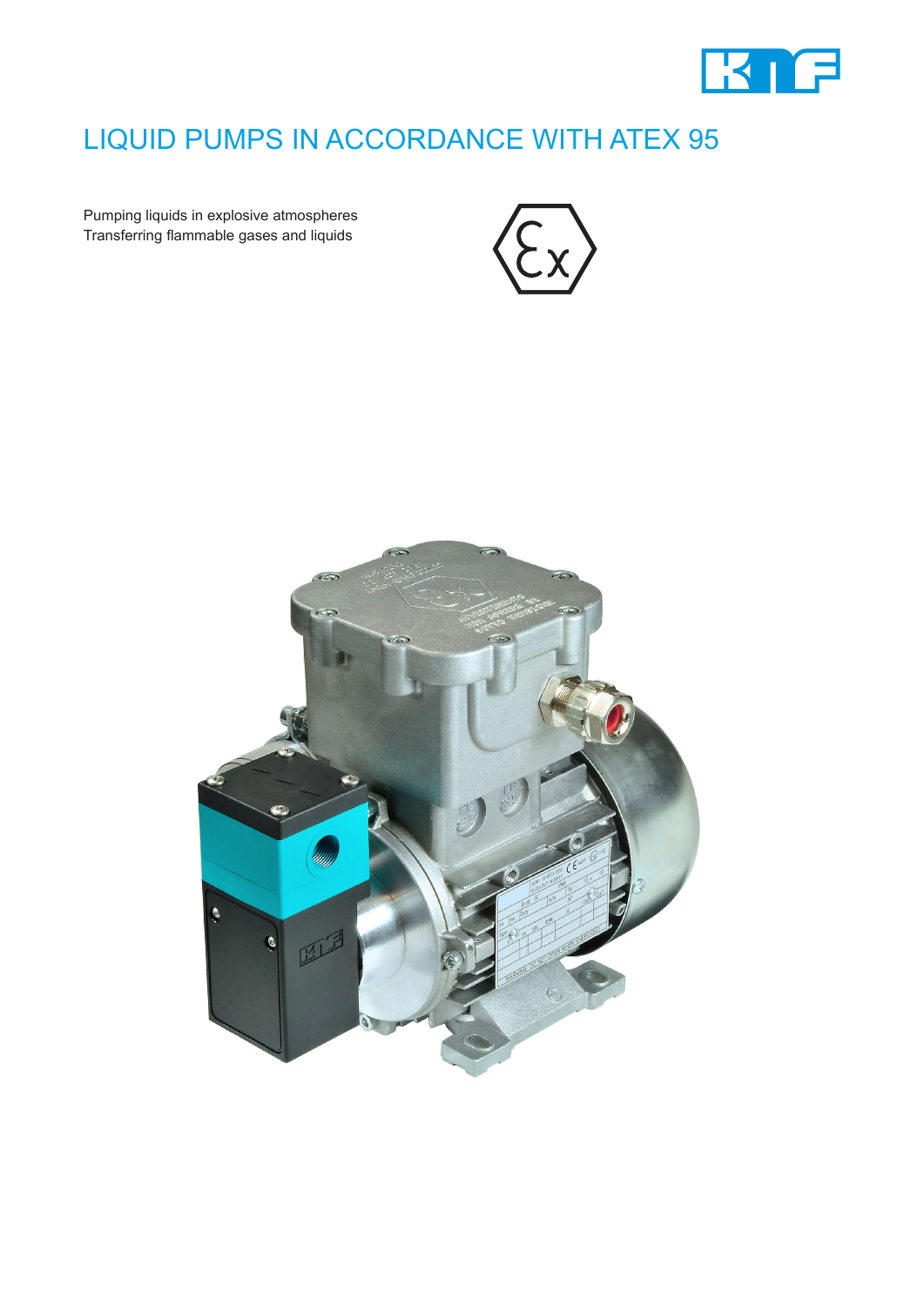# LIQUID PUMPS IN ACCORDANCE WITH ATEX 95

Pumping liquids in explosive atmospheres
Transferring flammable gases and liquids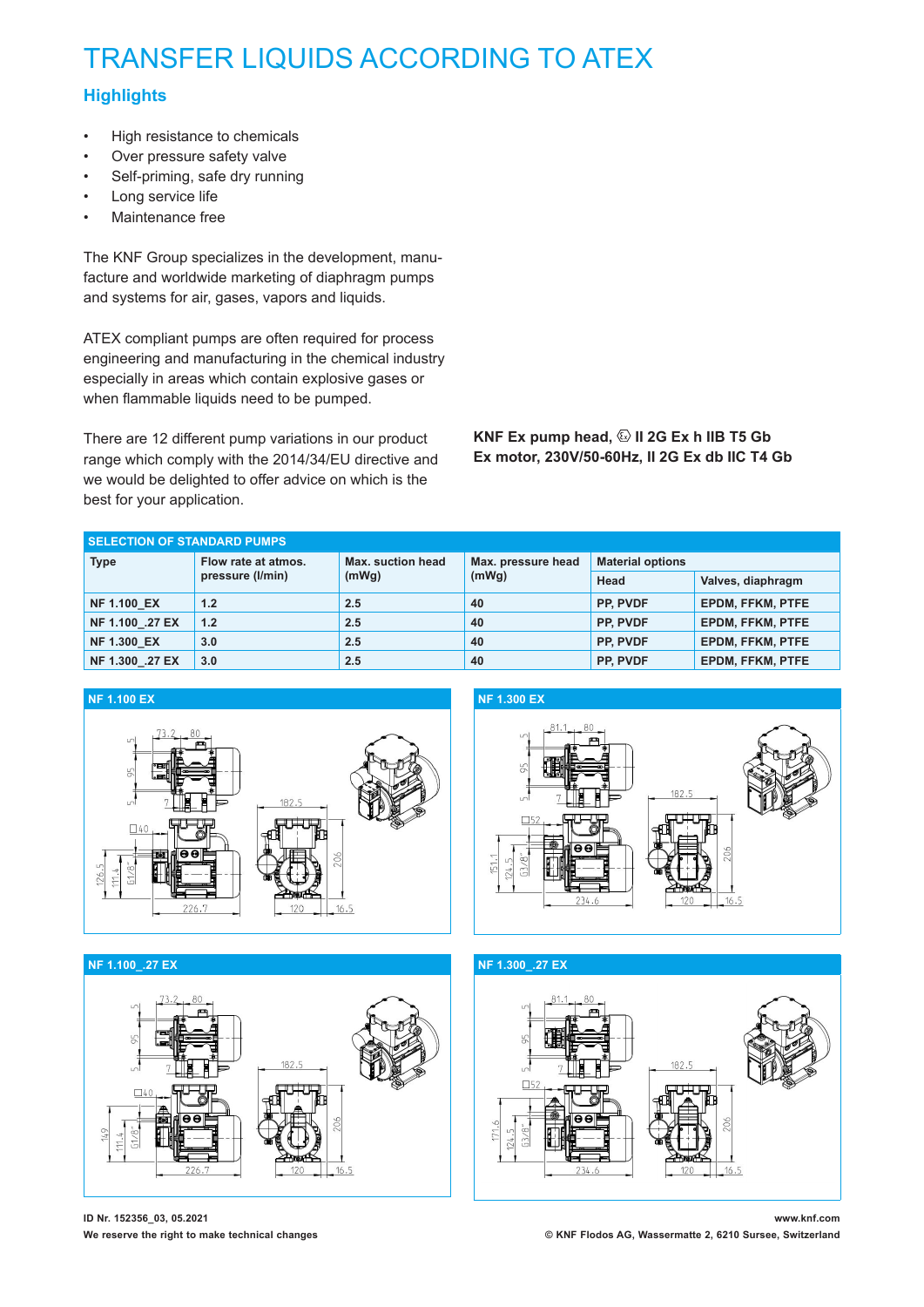# TRANSFER LIQUIDS ACCORDING TO ATEX

## Highlights

- High resistance to chemicals
- Over pressure safety valve
- Self-priming, safe dry running
- Long service life
- Maintenance free

The KNF Group specializes in the development, manufacture and worldwide marketing of diaphragm pumps and systems for air, gases, vapors and liquids.

ATEX compliant pumps are often required for process engineering and manufacturing in the chemical industry especially in areas which contain explosive gases or when flammable liquids need to be pumped.

There are 12 different pump variations in our product range which comply with the 2014/34/EU directive and we would be delighted to offer advice on which is the best for your application.

**KNF Ex pump head, Ⓔx II 2G Ex h IIB T5 Gb**
**Ex motor, 230V/50-60Hz, II 2G Ex db IIC T4 Gb**

**SELECTION OF STANDARD PUMPS**

| Type | Flow rate at atmos. pressure (l/min) | Max. suction head (mWg) | Max. pressure head (mWg) | Material options | |
|---|---|---|---|---|---|
| | | | | Head | Valves, diaphragm |
| NF 1.100_EX | 1.2 | 2.5 | 40 | PP, PVDF | EPDM, FFKM, PTFE |
| NF 1.100_.27 EX | 1.2 | 2.5 | 40 | PP, PVDF | EPDM, FFKM, PTFE |
| NF 1.300_EX | 3.0 | 2.5 | 40 | PP, PVDF | EPDM, FFKM, PTFE |
| NF 1.300_.27 EX | 3.0 | 2.5 | 40 | PP, PVDF | EPDM, FFKM, PTFE |

**NF 1.100 EX**

73.2, 80, 5, 95, 5, 7, □40, 126.5, 111.4, G1/8", 226.7, 182.5, 206, 120, 16.5

**NF 1.300 EX**

81.1, 80, 5, 95, 5, 7, □52, 151.1, 124.5, G3/8", 234.6, 182.5, 206, 120, 16.5

**NF 1.100_.27 EX**

73.2, 80, 5, 95, 5, 7, □40, 149, 111.4, G1/8", 226.7, 182.5, 206, 120, 16.5

**NF 1.300_.27 EX**

81.1, 80, 5, 95, 5, 7, □52, 171.6, 124.5, G3/8", 234.6, 182.5, 206, 120, 16.5

ID Nr. 152356_03, 05.2021
We reserve the right to make technical changes

www.knf.com
© KNF Flodos AG, Wassermatte 2, 6210 Sursee, Switzerland